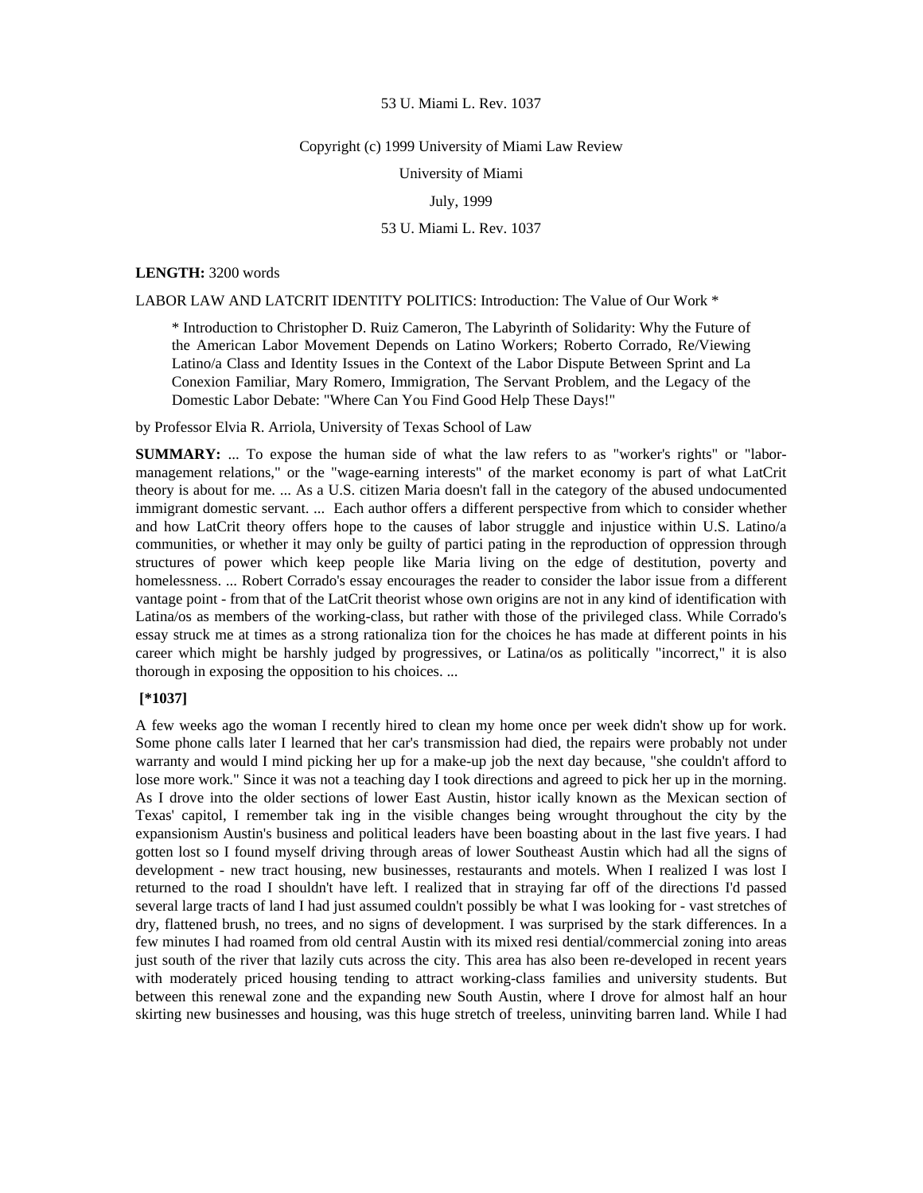53 U. Miami L. Rev. 1037

Copyright (c) 1999 University of Miami Law Review

University of Miami

July, 1999

53 U. Miami L. Rev. 1037

**LENGTH:** 3200 words

LABOR LAW AND LATCRIT IDENTITY POLITICS: Introduction: The Value of Our Work *

> * Introduction to Christopher D. Ruiz Cameron, The Labyrinth of Solidarity: Why the Future of the American Labor Movement Depends on Latino Workers; Roberto Corrado, Re/Viewing Latino/a Class and Identity Issues in the Context of the Labor Dispute Between Sprint and La Conexion Familiar, Mary Romero, Immigration, The Servant Problem, and the Legacy of the Domestic Labor Debate: "Where Can You Find Good Help These Days!"

by Professor Elvia R. Arriola, University of Texas School of Law

**SUMMARY:** ... To expose the human side of what the law refers to as "worker's rights" or "labor-management relations," or the "wage-earning interests" of the market economy is part of what LatCrit theory is about for me. ... As a U.S. citizen Maria doesn't fall in the category of the abused undocumented immigrant domestic servant. ... Each author offers a different perspective from which to consider whether and how LatCrit theory offers hope to the causes of labor struggle and injustice within U.S. Latino/a communities, or whether it may only be guilty of partici pating in the reproduction of oppression through structures of power which keep people like Maria living on the edge of destitution, poverty and homelessness. ... Robert Corrado's essay encourages the reader to consider the labor issue from a different vantage point - from that of the LatCrit theorist whose own origins are not in any kind of identification with Latina/os as members of the working-class, but rather with those of the privileged class. While Corrado's essay struck me at times as a strong rationaliza tion for the choices he has made at different points in his career which might be harshly judged by progressives, or Latina/os as politically "incorrect," it is also thorough in exposing the opposition to his choices. ...

**[*1037]**

A few weeks ago the woman I recently hired to clean my home once per week didn't show up for work. Some phone calls later I learned that her car's transmission had died, the repairs were probably not under warranty and would I mind picking her up for a make-up job the next day because, "she couldn't afford to lose more work." Since it was not a teaching day I took directions and agreed to pick her up in the morning. As I drove into the older sections of lower East Austin, histor ically known as the Mexican section of Texas' capitol, I remember tak ing in the visible changes being wrought throughout the city by the expansionism Austin's business and political leaders have been boasting about in the last five years. I had gotten lost so I found myself driving through areas of lower Southeast Austin which had all the signs of development - new tract housing, new businesses, restaurants and motels. When I realized I was lost I returned to the road I shouldn't have left. I realized that in straying far off of the directions I'd passed several large tracts of land I had just assumed couldn't possibly be what I was looking for - vast stretches of dry, flattened brush, no trees, and no signs of development. I was surprised by the stark differences. In a few minutes I had roamed from old central Austin with its mixed resi dential/commercial zoning into areas just south of the river that lazily cuts across the city. This area has also been re-developed in recent years with moderately priced housing tending to attract working-class families and university students. But between this renewal zone and the expanding new South Austin, where I drove for almost half an hour skirting new businesses and housing, was this huge stretch of treeless, uninviting barren land. While I had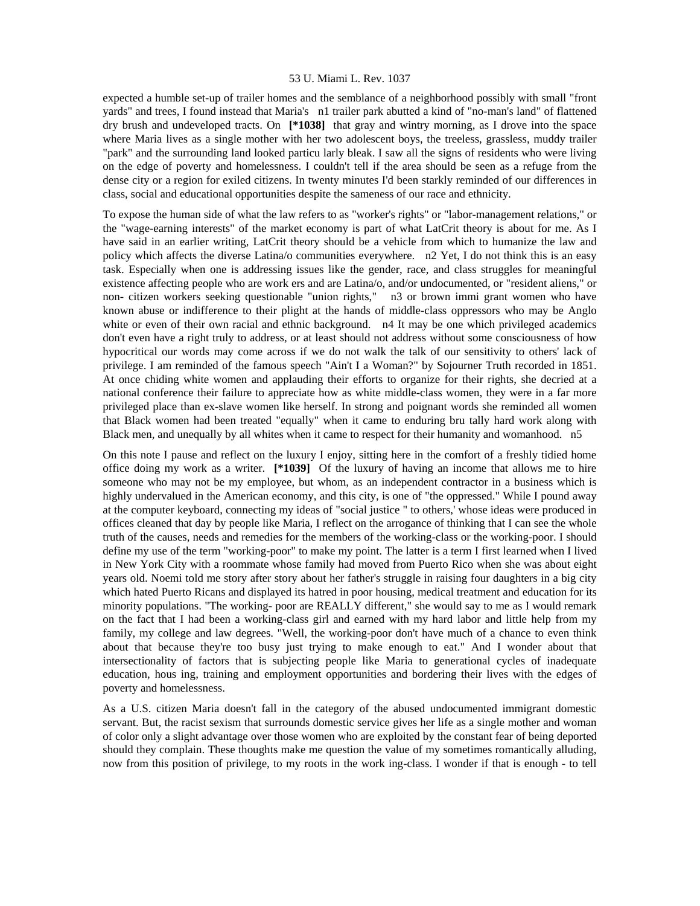expected a humble set-up of trailer homes and the semblance of a neighborhood possibly with small "front yards" and trees, I found instead that Maria's n1 trailer park abutted a kind of "no-man's land" of flattened dry brush and undeveloped tracts. On **[*1038]** that gray and wintry morning, as I drove into the space where Maria lives as a single mother with her two adolescent boys, the treeless, grassless, muddy trailer "park" and the surrounding land looked particu larly bleak. I saw all the signs of residents who were living on the edge of poverty and homelessness. I couldn't tell if the area should be seen as a refuge from the dense city or a region for exiled citizens. In twenty minutes I'd been starkly reminded of our differences in class, social and educational opportunities despite the sameness of our race and ethnicity.

To expose the human side of what the law refers to as "worker's rights" or "labor-management relations," or the "wage-earning interests" of the market economy is part of what LatCrit theory is about for me. As I have said in an earlier writing, LatCrit theory should be a vehicle from which to humanize the law and policy which affects the diverse Latina/o communities everywhere. n2 Yet, I do not think this is an easy task. Especially when one is addressing issues like the gender, race, and class struggles for meaningful existence affecting people who are work ers and are Latina/o, and/or undocumented, or "resident aliens," or non- citizen workers seeking questionable "union rights," n3 or brown immi grant women who have known abuse or indifference to their plight at the hands of middle-class oppressors who may be Anglo white or even of their own racial and ethnic background. n4 It may be one which privileged academics don't even have a right truly to address, or at least should not address without some consciousness of how hypocritical our words may come across if we do not walk the talk of our sensitivity to others' lack of privilege. I am reminded of the famous speech "Ain't I a Woman?" by Sojourner Truth recorded in 1851. At once chiding white women and applauding their efforts to organize for their rights, she decried at a national conference their failure to appreciate how as white middle-class women, they were in a far more privileged place than ex-slave women like herself. In strong and poignant words she reminded all women that Black women had been treated "equally" when it came to enduring bru tally hard work along with Black men, and unequally by all whites when it came to respect for their humanity and womanhood. n5

On this note I pause and reflect on the luxury I enjoy, sitting here in the comfort of a freshly tidied home office doing my work as a writer. **[*1039]** Of the luxury of having an income that allows me to hire someone who may not be my employee, but whom, as an independent contractor in a business which is highly undervalued in the American economy, and this city, is one of "the oppressed." While I pound away at the computer keyboard, connecting my ideas of "social justice " to others,' whose ideas were produced in offices cleaned that day by people like Maria, I reflect on the arrogance of thinking that I can see the whole truth of the causes, needs and remedies for the members of the working-class or the working-poor. I should define my use of the term "working-poor" to make my point. The latter is a term I first learned when I lived in New York City with a roommate whose family had moved from Puerto Rico when she was about eight years old. Noemi told me story after story about her father's struggle in raising four daughters in a big city which hated Puerto Ricans and displayed its hatred in poor housing, medical treatment and education for its minority populations. "The working- poor are REALLY different," she would say to me as I would remark on the fact that I had been a working-class girl and earned with my hard labor and little help from my family, my college and law degrees. "Well, the working-poor don't have much of a chance to even think about that because they're too busy just trying to make enough to eat." And I wonder about that intersectionality of factors that is subjecting people like Maria to generational cycles of inadequate education, hous ing, training and employment opportunities and bordering their lives with the edges of poverty and homelessness.

As a U.S. citizen Maria doesn't fall in the category of the abused undocumented immigrant domestic servant. But, the racist sexism that surrounds domestic service gives her life as a single mother and woman of color only a slight advantage over those women who are exploited by the constant fear of being deported should they complain. These thoughts make me question the value of my sometimes romantically alluding, now from this position of privilege, to my roots in the work ing-class. I wonder if that is enough - to tell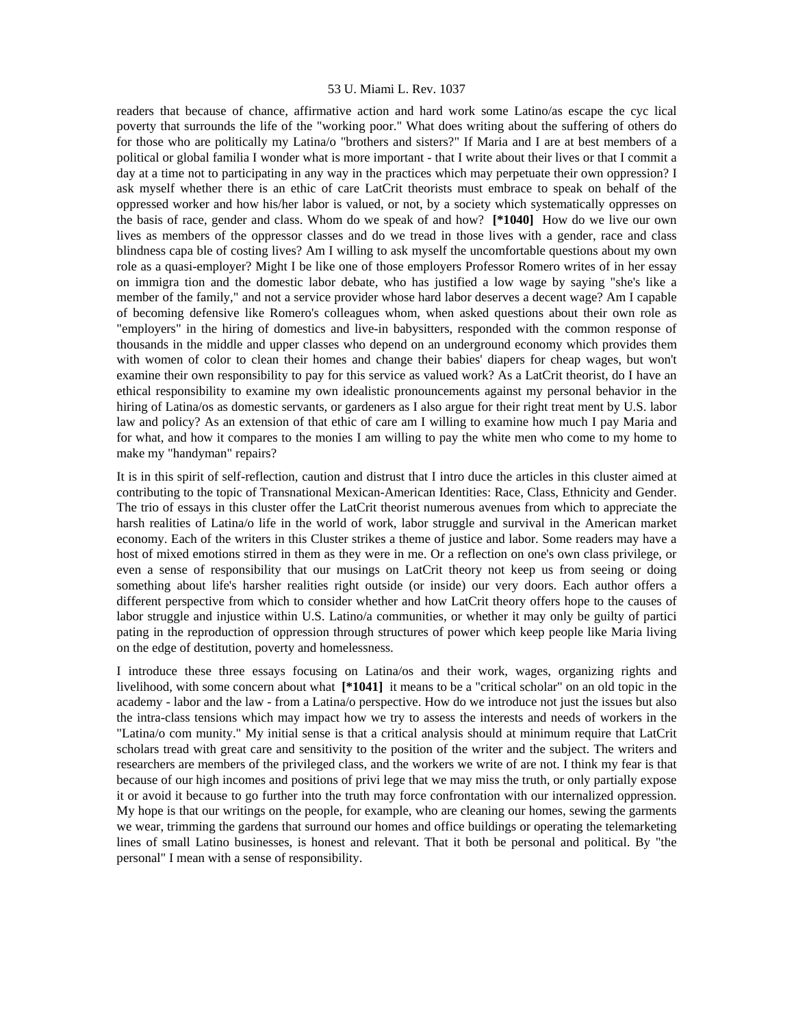readers that because of chance, affirmative action and hard work some Latino/as escape the cyc lical poverty that surrounds the life of the "working poor." What does writing about the suffering of others do for those who are politically my Latina/o "brothers and sisters?" If Maria and I are at best members of a political or global familia I wonder what is more important - that I write about their lives or that I commit a day at a time not to participating in any way in the practices which may perpetuate their own oppression? I ask myself whether there is an ethic of care LatCrit theorists must embrace to speak on behalf of the oppressed worker and how his/her labor is valued, or not, by a society which systematically oppresses on the basis of race, gender and class. Whom do we speak of and how? **[*1040]** How do we live our own lives as members of the oppressor classes and do we tread in those lives with a gender, race and class blindness capa ble of costing lives? Am I willing to ask myself the uncomfortable questions about my own role as a quasi-employer? Might I be like one of those employers Professor Romero writes of in her essay on immigra tion and the domestic labor debate, who has justified a low wage by saying "she's like a member of the family," and not a service provider whose hard labor deserves a decent wage? Am I capable of becoming defensive like Romero's colleagues whom, when asked questions about their own role as "employers" in the hiring of domestics and live-in babysitters, responded with the common response of thousands in the middle and upper classes who depend on an underground economy which provides them with women of color to clean their homes and change their babies' diapers for cheap wages, but won't examine their own responsibility to pay for this service as valued work? As a LatCrit theorist, do I have an ethical responsibility to examine my own idealistic pronouncements against my personal behavior in the hiring of Latina/os as domestic servants, or gardeners as I also argue for their right treat ment by U.S. labor law and policy? As an extension of that ethic of care am I willing to examine how much I pay Maria and for what, and how it compares to the monies I am willing to pay the white men who come to my home to make my "handyman" repairs?

It is in this spirit of self-reflection, caution and distrust that I intro duce the articles in this cluster aimed at contributing to the topic of Transnational Mexican-American Identities: Race, Class, Ethnicity and Gender. The trio of essays in this cluster offer the LatCrit theorist numerous avenues from which to appreciate the harsh realities of Latina/o life in the world of work, labor struggle and survival in the American market economy. Each of the writers in this Cluster strikes a theme of justice and labor. Some readers may have a host of mixed emotions stirred in them as they were in me. Or a reflection on one's own class privilege, or even a sense of responsibility that our musings on LatCrit theory not keep us from seeing or doing something about life's harsher realities right outside (or inside) our very doors. Each author offers a different perspective from which to consider whether and how LatCrit theory offers hope to the causes of labor struggle and injustice within U.S. Latino/a communities, or whether it may only be guilty of partici pating in the reproduction of oppression through structures of power which keep people like Maria living on the edge of destitution, poverty and homelessness.

I introduce these three essays focusing on Latina/os and their work, wages, organizing rights and livelihood, with some concern about what **[*1041]** it means to be a "critical scholar" on an old topic in the academy - labor and the law - from a Latina/o perspective. How do we introduce not just the issues but also the intra-class tensions which may impact how we try to assess the interests and needs of workers in the "Latina/o com munity." My initial sense is that a critical analysis should at minimum require that LatCrit scholars tread with great care and sensitivity to the position of the writer and the subject. The writers and researchers are members of the privileged class, and the workers we write of are not. I think my fear is that because of our high incomes and positions of privi lege that we may miss the truth, or only partially expose it or avoid it because to go further into the truth may force confrontation with our internalized oppression. My hope is that our writings on the people, for example, who are cleaning our homes, sewing the garments we wear, trimming the gardens that surround our homes and office buildings or operating the telemarketing lines of small Latino businesses, is honest and relevant. That it both be personal and political. By "the personal" I mean with a sense of responsibility.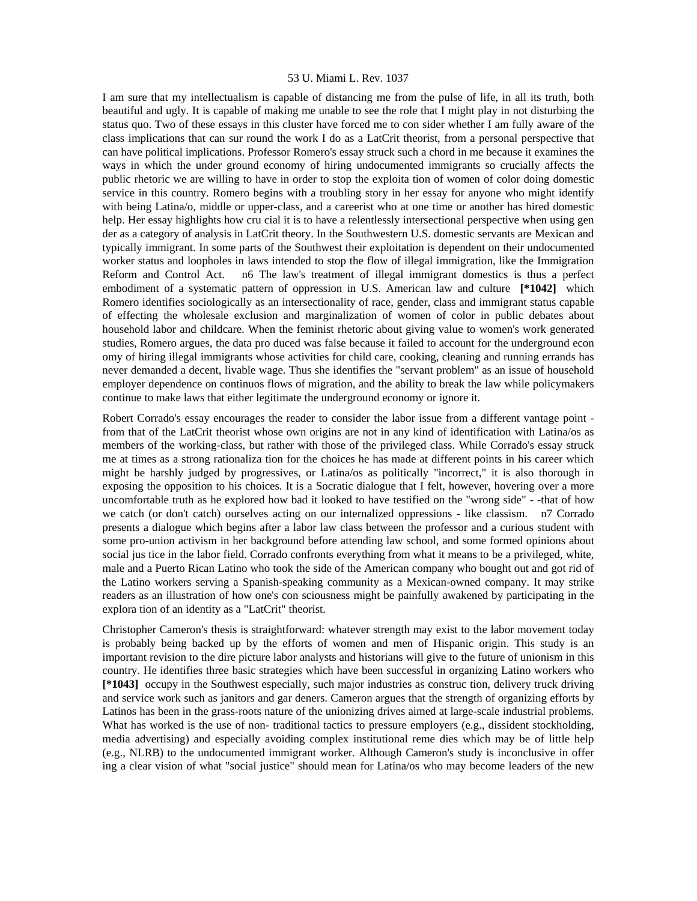I am sure that my intellectualism is capable of distancing me from the pulse of life, in all its truth, both beautiful and ugly. It is capable of making me unable to see the role that I might play in not disturbing the status quo. Two of these essays in this cluster have forced me to con sider whether I am fully aware of the class implications that can sur round the work I do as a LatCrit theorist, from a personal perspective that can have political implications. Professor Romero's essay struck such a chord in me because it examines the ways in which the under ground economy of hiring undocumented immigrants so crucially affects the public rhetoric we are willing to have in order to stop the exploita tion of women of color doing domestic service in this country. Romero begins with a troubling story in her essay for anyone who might identify with being Latina/o, middle or upper-class, and a careerist who at one time or another has hired domestic help. Her essay highlights how cru cial it is to have a relentlessly intersectional perspective when using gen der as a category of analysis in LatCrit theory. In the Southwestern U.S. domestic servants are Mexican and typically immigrant. In some parts of the Southwest their exploitation is dependent on their undocumented worker status and loopholes in laws intended to stop the flow of illegal immigration, like the Immigration Reform and Control Act. n6 The law's treatment of illegal immigrant domestics is thus a perfect embodiment of a systematic pattern of oppression in U.S. American law and culture **[*1042]** which Romero identifies sociologically as an intersectionality of race, gender, class and immigrant status capable of effecting the wholesale exclusion and marginalization of women of color in public debates about household labor and childcare. When the feminist rhetoric about giving value to women's work generated studies, Romero argues, the data pro duced was false because it failed to account for the underground econ omy of hiring illegal immigrants whose activities for child care, cooking, cleaning and running errands has never demanded a decent, livable wage. Thus she identifies the "servant problem" as an issue of household employer dependence on continuos flows of migration, and the ability to break the law while policymakers continue to make laws that either legitimate the underground economy or ignore it.

Robert Corrado's essay encourages the reader to consider the labor issue from a different vantage point - from that of the LatCrit theorist whose own origins are not in any kind of identification with Latina/os as members of the working-class, but rather with those of the privileged class. While Corrado's essay struck me at times as a strong rationaliza tion for the choices he has made at different points in his career which might be harshly judged by progressives, or Latina/os as politically "incorrect," it is also thorough in exposing the opposition to his choices. It is a Socratic dialogue that I felt, however, hovering over a more uncomfortable truth as he explored how bad it looked to have testified on the "wrong side" - -that of how we catch (or don't catch) ourselves acting on our internalized oppressions - like classism. n7 Corrado presents a dialogue which begins after a labor law class between the professor and a curious student with some pro-union activism in her background before attending law school, and some formed opinions about social jus tice in the labor field. Corrado confronts everything from what it means to be a privileged, white, male and a Puerto Rican Latino who took the side of the American company who bought out and got rid of the Latino workers serving a Spanish-speaking community as a Mexican-owned company. It may strike readers as an illustration of how one's con sciousness might be painfully awakened by participating in the explora tion of an identity as a "LatCrit" theorist.

Christopher Cameron's thesis is straightforward: whatever strength may exist to the labor movement today is probably being backed up by the efforts of women and men of Hispanic origin. This study is an important revision to the dire picture labor analysts and historians will give to the future of unionism in this country. He identifies three basic strategies which have been successful in organizing Latino workers who **[*1043]** occupy in the Southwest especially, such major industries as construc tion, delivery truck driving and service work such as janitors and gar deners. Cameron argues that the strength of organizing efforts by Latinos has been in the grass-roots nature of the unionizing drives aimed at large-scale industrial problems. What has worked is the use of non- traditional tactics to pressure employers (e.g., dissident stockholding, media advertising) and especially avoiding complex institutional reme dies which may be of little help (e.g., NLRB) to the undocumented immigrant worker. Although Cameron's study is inconclusive in offer ing a clear vision of what "social justice" should mean for Latina/os who may become leaders of the new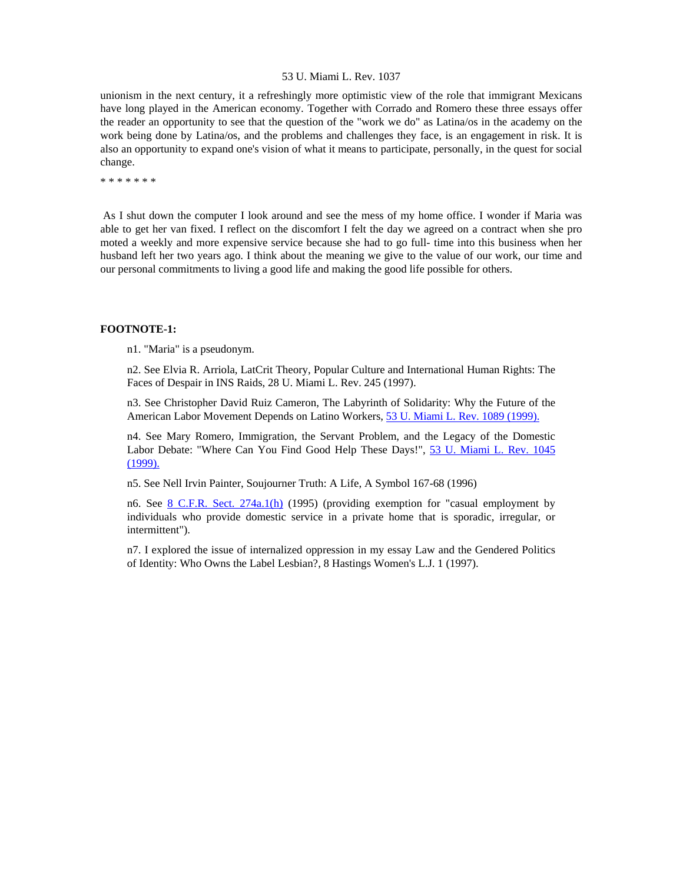unionism in the next century, it a refreshingly more optimistic view of the role that immigrant Mexicans have long played in the American economy. Together with Corrado and Romero these three essays offer the reader an opportunity to see that the question of the "work we do" as Latina/os in the academy on the work being done by Latina/os, and the problems and challenges they face, is an engagement in risk. It is also an opportunity to expand one's vision of what it means to participate, personally, in the quest for social change.

* * * * * * *

As I shut down the computer I look around and see the mess of my home office. I wonder if Maria was able to get her van fixed. I reflect on the discomfort I felt the day we agreed on a contract when she pro moted a weekly and more expensive service because she had to go full- time into this business when her husband left her two years ago. I think about the meaning we give to the value of our work, our time and our personal commitments to living a good life and making the good life possible for others.

**FOOTNOTE-1:**

n1. "Maria" is a pseudonym.

n2. See Elvia R. Arriola, LatCrit Theory, Popular Culture and International Human Rights: The Faces of Despair in INS Raids, 28 U. Miami L. Rev. 245 (1997).

n3. See Christopher David Ruiz Cameron, The Labyrinth of Solidarity: Why the Future of the American Labor Movement Depends on Latino Workers, 53 U. Miami L. Rev. 1089 (1999).

n4. See Mary Romero, Immigration, the Servant Problem, and the Legacy of the Domestic Labor Debate: "Where Can You Find Good Help These Days!", 53 U. Miami L. Rev. 1045 (1999).

n5. See Nell Irvin Painter, Soujourner Truth: A Life, A Symbol 167-68 (1996)

n6. See 8 C.F.R. Sect. 274a.1(h) (1995) (providing exemption for "casual employment by individuals who provide domestic service in a private home that is sporadic, irregular, or intermittent").

n7. I explored the issue of internalized oppression in my essay Law and the Gendered Politics of Identity: Who Owns the Label Lesbian?, 8 Hastings Women's L.J. 1 (1997).